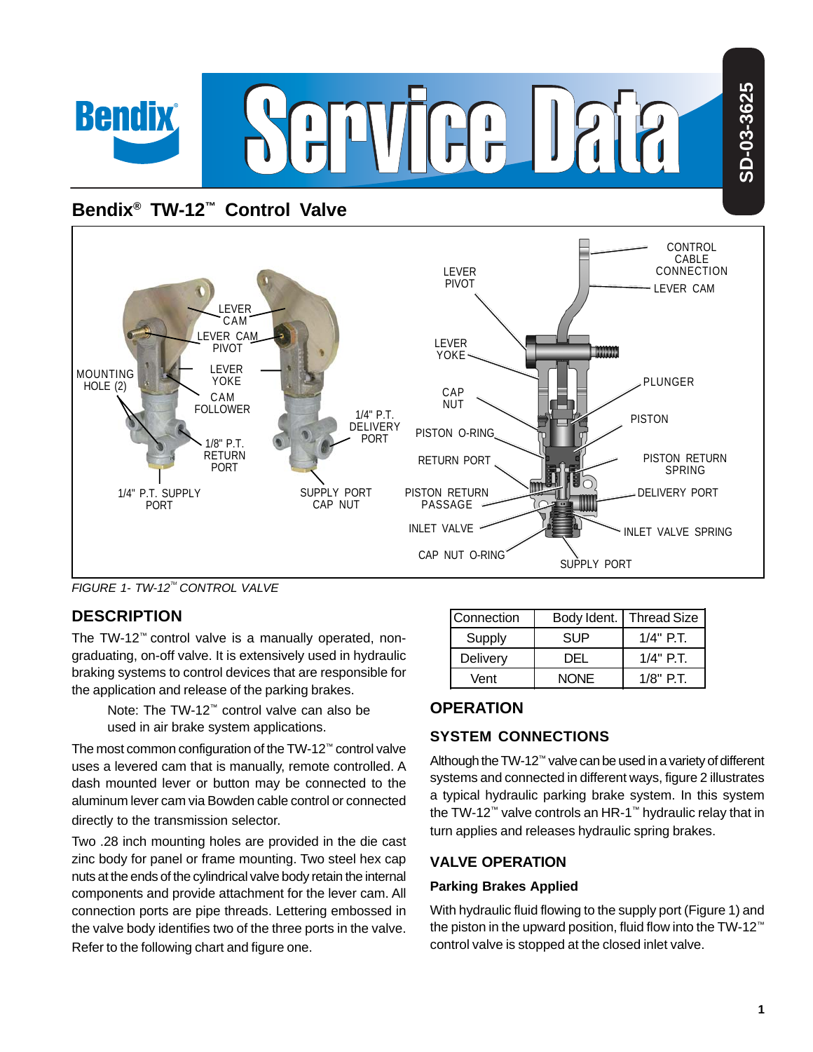# Bendix® TW-12™ Control Valve

*FIGURE 1- TW-12™ CONTROL VALVE*

## DESCRIPTION

The TW-12™ control valve is a manually operated, non-graduating, on-off valve. It is extensively used in hydraulic braking systems to control devices that are responsible for the application and release of the parking brakes.

> Note: The TW-12™ control valve can also be used in air brake system applications.

The most common configuration of the TW-12™ control valve uses a levered cam that is manually, remote controlled. A dash mounted lever or button may be connected to the aluminum lever cam via Bowden cable control or connected directly to the transmission selector.

Two .28 inch mounting holes are provided in the die cast zinc body for panel or frame mounting. Two steel hex cap nuts at the ends of the cylindrical valve body retain the internal components and provide attachment for the lever cam. All connection ports are pipe threads. Lettering embossed in the valve body identifies two of the three ports in the valve. Refer to the following chart and figure one.

| Connection | Body Ident. | Thread Size |
|---|---|---|
| Supply | SUP | 1/4" P.T. |
| Delivery | DEL | 1/4" P.T. |
| Vent | NONE | 1/8" P.T. |

## OPERATION

### SYSTEM CONNECTIONS

Although the TW-12™ valve can be used in a variety of different systems and connected in different ways, figure 2 illustrates a typical hydraulic parking brake system. In this system the TW-12™ valve controls an HR-1™ hydraulic relay that in turn applies and releases hydraulic spring brakes.

### VALVE OPERATION

**Parking Brakes Applied**

With hydraulic fluid flowing to the supply port (Figure 1) and the piston in the upward position, fluid flow into the TW-12™ control valve is stopped at the closed inlet valve.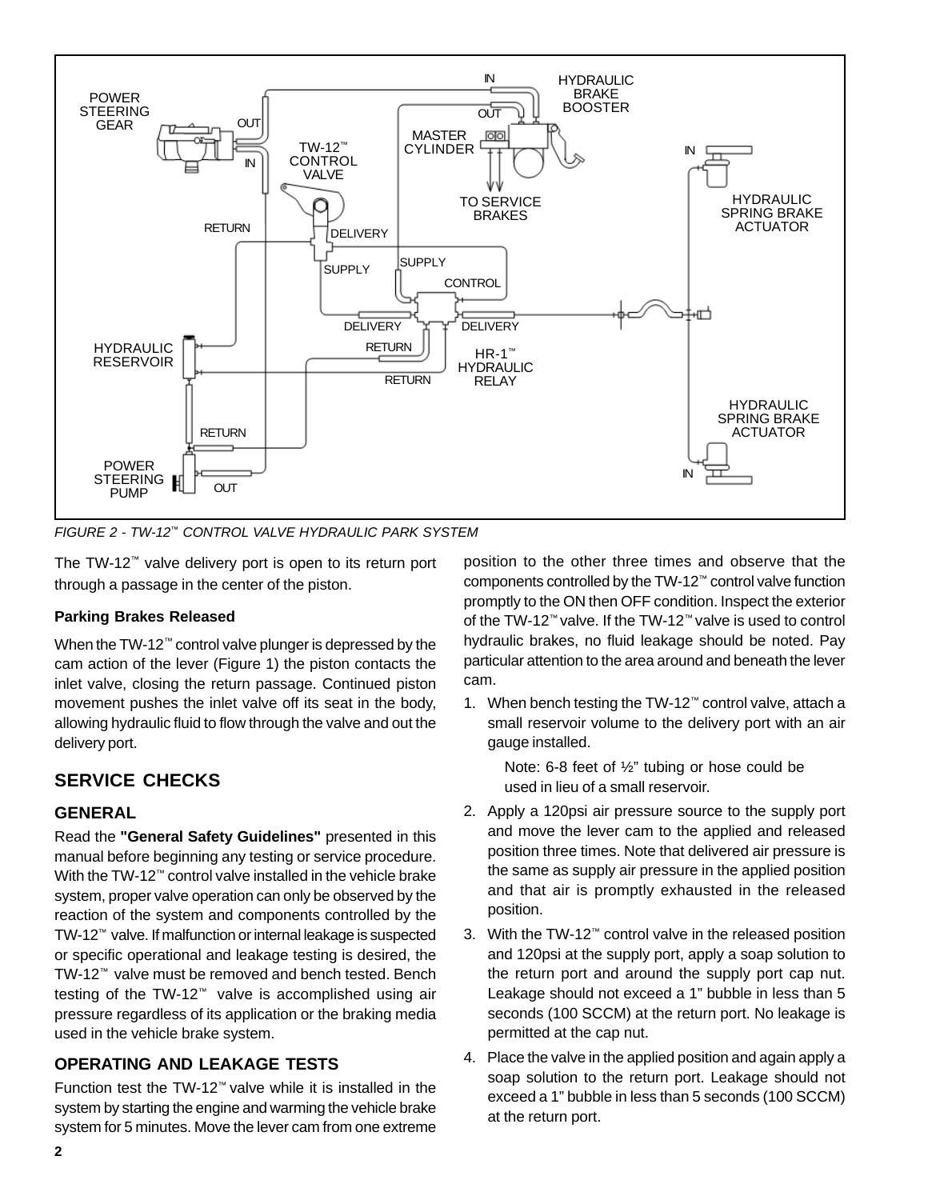*FIGURE 2 - TW-12™ CONTROL VALVE HYDRAULIC PARK SYSTEM*

The TW-12™ valve delivery port is open to its return port through a passage in the center of the piston.

#### Parking Brakes Released

When the TW-12™ control valve plunger is depressed by the cam action of the lever (Figure 1) the piston contacts the inlet valve, closing the return passage. Continued piston movement pushes the inlet valve off its seat in the body, allowing hydraulic fluid to flow through the valve and out the delivery port.

## SERVICE CHECKS

### GENERAL

Read the **"General Safety Guidelines"** presented in this manual before beginning any testing or service procedure. With the TW-12™ control valve installed in the vehicle brake system, proper valve operation can only be observed by the reaction of the system and components controlled by the TW-12™ valve. If malfunction or internal leakage is suspected or specific operational and leakage testing is desired, the TW-12™ valve must be removed and bench tested. Bench testing of the TW-12™ valve is accomplished using air pressure regardless of its application or the braking media used in the vehicle brake system.

### OPERATING AND LEAKAGE TESTS

Function test the TW-12™ valve while it is installed in the system by starting the engine and warming the vehicle brake system for 5 minutes. Move the lever cam from one extreme position to the other three times and observe that the components controlled by the TW-12™ control valve function promptly to the ON then OFF condition. Inspect the exterior of the TW-12™ valve. If the TW-12™ valve is used to control hydraulic brakes, no fluid leakage should be noted. Pay particular attention to the area around and beneath the lever cam.

1. When bench testing the TW-12™ control valve, attach a small reservoir volume to the delivery port with an air gauge installed.

   Note: 6-8 feet of ½" tubing or hose could be used in lieu of a small reservoir.

2. Apply a 120psi air pressure source to the supply port and move the lever cam to the applied and released position three times. Note that delivered air pressure is the same as supply air pressure in the applied position and that air is promptly exhausted in the released position.
3. With the TW-12™ control valve in the released position and 120psi at the supply port, apply a soap solution to the return port and around the supply port cap nut. Leakage should not exceed a 1" bubble in less than 5 seconds (100 SCCM) at the return port. No leakage is permitted at the cap nut.
4. Place the valve in the applied position and again apply a soap solution to the return port. Leakage should not exceed a 1" bubble in less than 5 seconds (100 SCCM) at the return port.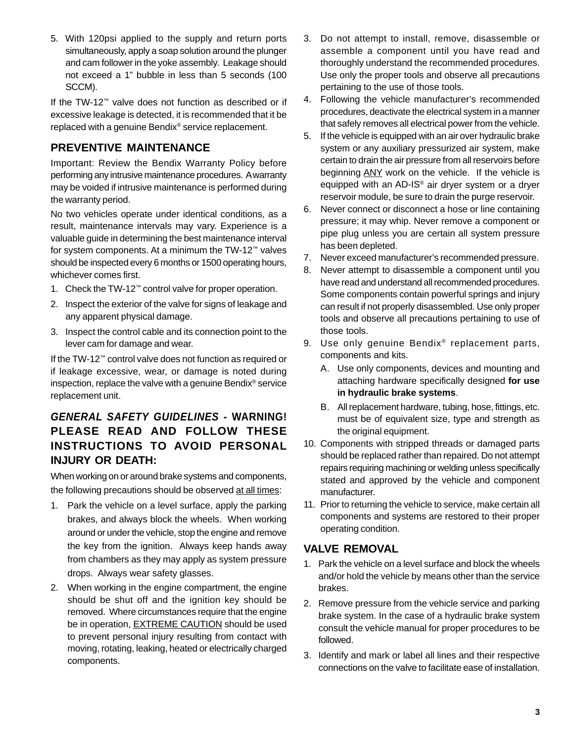5. With 120psi applied to the supply and return ports simultaneously, apply a soap solution around the plunger and cam follower in the yoke assembly. Leakage should not exceed a 1" bubble in less than 5 seconds (100 SCCM).

If the TW-12™ valve does not function as described or if excessive leakage is detected, it is recommended that it be replaced with a genuine Bendix® service replacement.

## PREVENTIVE MAINTENANCE

Important: Review the Bendix Warranty Policy before performing any intrusive maintenance procedures. A warranty may be voided if intrusive maintenance is performed during the warranty period.

No two vehicles operate under identical conditions, as a result, maintenance intervals may vary. Experience is a valuable guide in determining the best maintenance interval for system components. At a minimum the TW-12™ valves should be inspected every 6 months or 1500 operating hours, whichever comes first.

1. Check the TW-12™ control valve for proper operation.
2. Inspect the exterior of the valve for signs of leakage and any apparent physical damage.
3. Inspect the control cable and its connection point to the lever cam for damage and wear.

If the TW-12™ control valve does not function as required or if leakage excessive, wear, or damage is noted during inspection, replace the valve with a genuine Bendix® service replacement unit.

## *GENERAL SAFETY GUIDELINES* - WARNING! PLEASE READ AND FOLLOW THESE INSTRUCTIONS TO AVOID PERSONAL INJURY OR DEATH:

When working on or around brake systems and components, the following precautions should be observed at all times:

1. Park the vehicle on a level surface, apply the parking brakes, and always block the wheels. When working around or under the vehicle, stop the engine and remove the key from the ignition. Always keep hands away from chambers as they may apply as system pressure drops. Always wear safety glasses.
2. When working in the engine compartment, the engine should be shut off and the ignition key should be removed. Where circumstances require that the engine be in operation, EXTREME CAUTION should be used to prevent personal injury resulting from contact with moving, rotating, leaking, heated or electrically charged components.
3. Do not attempt to install, remove, disassemble or assemble a component until you have read and thoroughly understand the recommended procedures. Use only the proper tools and observe all precautions pertaining to the use of those tools.
4. Following the vehicle manufacturer's recommended procedures, deactivate the electrical system in a manner that safely removes all electrical power from the vehicle.
5. If the vehicle is equipped with an air over hydraulic brake system or any auxiliary pressurized air system, make certain to drain the air pressure from all reservoirs before beginning ANY work on the vehicle. If the vehicle is equipped with an AD-IS® air dryer system or a dryer reservoir module, be sure to drain the purge reservoir.
6. Never connect or disconnect a hose or line containing pressure; it may whip. Never remove a component or pipe plug unless you are certain all system pressure has been depleted.
7. Never exceed manufacturer's recommended pressure.
8. Never attempt to disassemble a component until you have read and understand all recommended procedures. Some components contain powerful springs and injury can result if not properly disassembled. Use only proper tools and observe all precautions pertaining to use of those tools.
9. Use only genuine Bendix® replacement parts, components and kits.
   - A. Use only components, devices and mounting and attaching hardware specifically designed **for use in hydraulic brake systems**.
   - B. All replacement hardware, tubing, hose, fittings, etc. must be of equivalent size, type and strength as the original equipment.
10. Components with stripped threads or damaged parts should be replaced rather than repaired. Do not attempt repairs requiring machining or welding unless specifically stated and approved by the vehicle and component manufacturer.
11. Prior to returning the vehicle to service, make certain all components and systems are restored to their proper operating condition.

## VALVE REMOVAL

1. Park the vehicle on a level surface and block the wheels and/or hold the vehicle by means other than the service brakes.
2. Remove pressure from the vehicle service and parking brake system. In the case of a hydraulic brake system consult the vehicle manual for proper procedures to be followed.
3. Identify and mark or label all lines and their respective connections on the valve to facilitate ease of installation.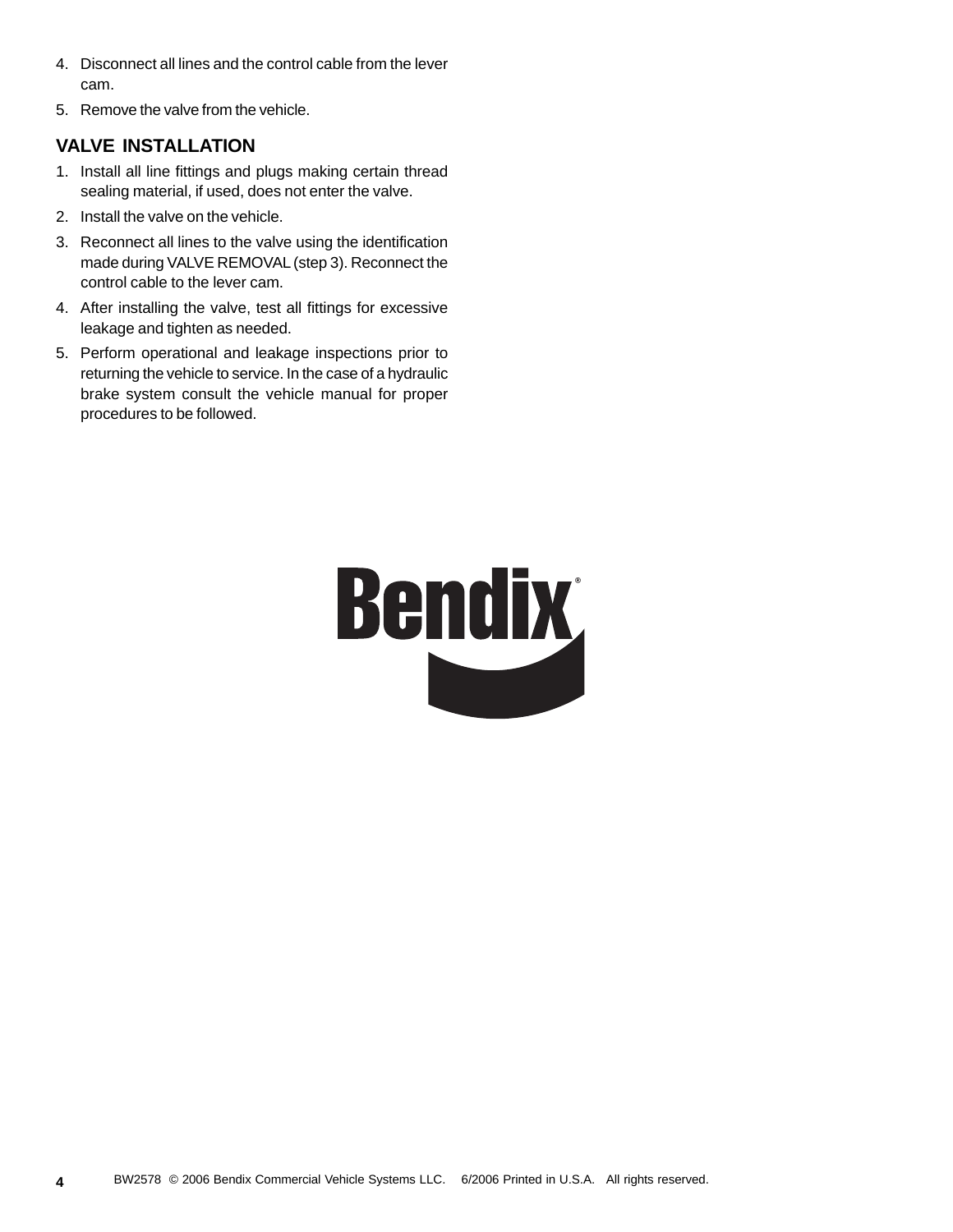4. Disconnect all lines and the control cable from the lever cam.
5. Remove the valve from the vehicle.

## VALVE INSTALLATION

1. Install all line fittings and plugs making certain thread sealing material, if used, does not enter the valve.
2. Install the valve on the vehicle.
3. Reconnect all lines to the valve using the identification made during VALVE REMOVAL (step 3). Reconnect the control cable to the lever cam.
4. After installing the valve, test all fittings for excessive leakage and tighten as needed.
5. Perform operational and leakage inspections prior to returning the vehicle to service. In the case of a hydraulic brake system consult the vehicle manual for proper procedures to be followed.

Bendix®

BW2578 © 2006 Bendix Commercial Vehicle Systems LLC. 6/2006 Printed in U.S.A. All rights reserved.